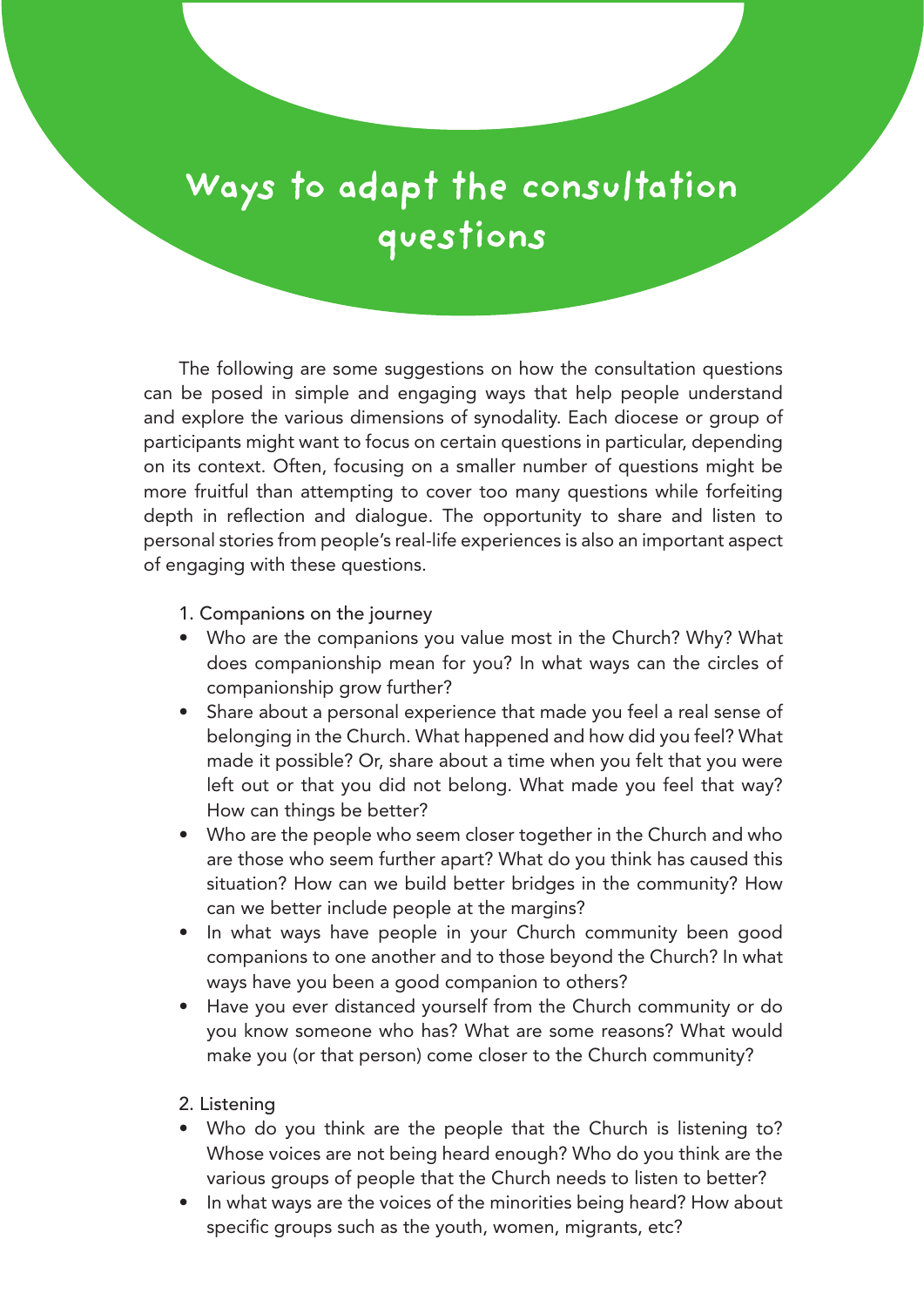# Ways to adapt the consultation questions

The following are some suggestions on how the consultation questions can be posed in simple and engaging ways that help people understand and explore the various dimensions of synodality. Each diocese or group of participants might want to focus on certain questions in particular, depending on its context. Often, focusing on a smaller number of questions might be more fruitful than attempting to cover too many questions while forfeiting depth in reflection and dialogue. The opportunity to share and listen to personal stories from people's real-life experiences is also an important aspect of engaging with these questions.

1. Companions on the journey

- Who are the companions you value most in the Church? Why? What does companionship mean for you? In what ways can the circles of companionship grow further?
- Share about a personal experience that made you feel a real sense of belonging in the Church. What happened and how did you feel? What made it possible? Or, share about a time when you felt that you were left out or that you did not belong. What made you feel that way? How can things be better?
- Who are the people who seem closer together in the Church and who are those who seem further apart? What do you think has caused this situation? How can we build better bridges in the community? How can we better include people at the margins?
- In what ways have people in your Church community been good companions to one another and to those beyond the Church? In what ways have you been a good companion to others?
- Have you ever distanced yourself from the Church community or do you know someone who has? What are some reasons? What would make you (or that person) come closer to the Church community?

2. Listening

- Who do you think are the people that the Church is listening to? Whose voices are not being heard enough? Who do you think are the various groups of people that the Church needs to listen to better?
- In what ways are the voices of the minorities being heard? How about specific groups such as the youth, women, migrants, etc?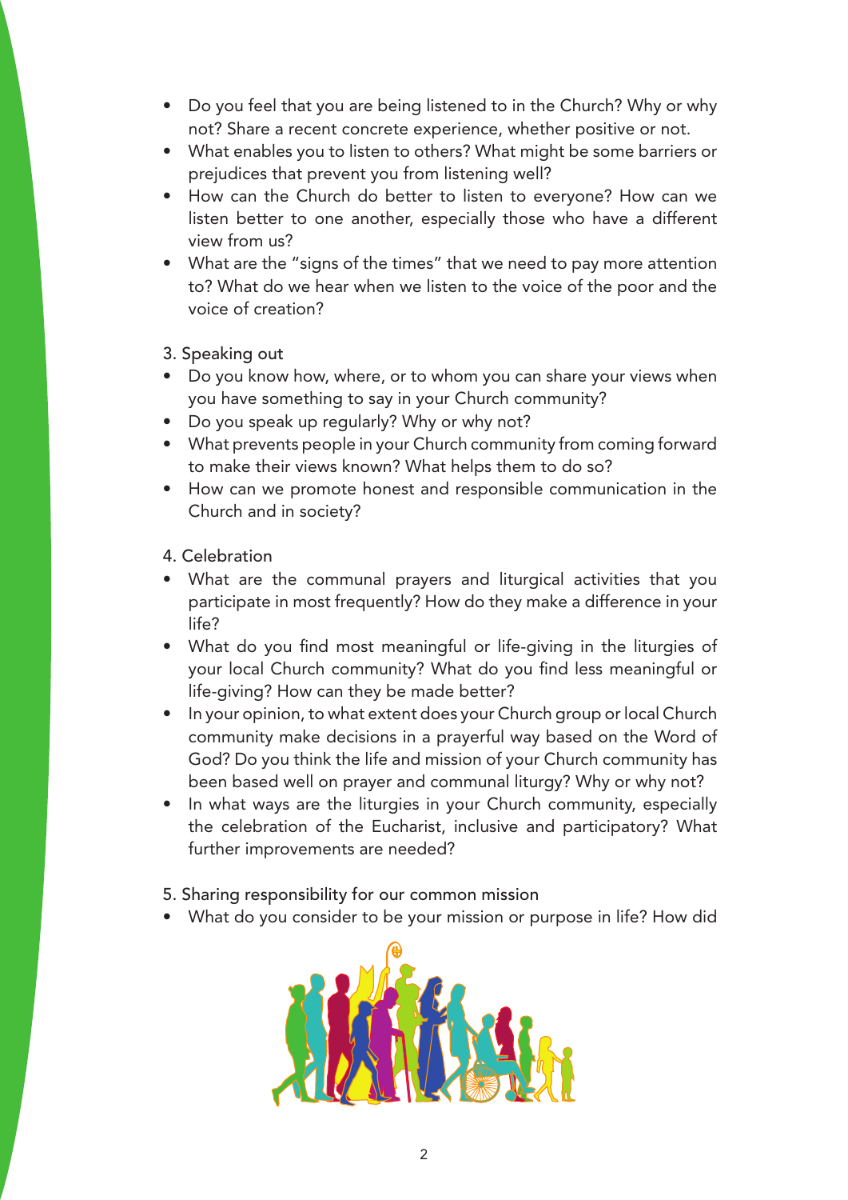- Do you feel that you are being listened to in the Church? Why or why not? Share a recent concrete experience, whether positive or not.
- What enables you to listen to others? What might be some barriers or prejudices that prevent you from listening well?
- How can the Church do better to listen to everyone? How can we listen better to one another, especially those who have a different view from us?
- What are the "signs of the times" that we need to pay more attention to? What do we hear when we listen to the voice of the poor and the voice of creation?

3. Speaking out

- Do you know how, where, or to whom you can share your views when you have something to say in your Church community?
- Do you speak up regularly? Why or why not?
- What prevents people in your Church community from coming forward to make their views known? What helps them to do so?
- How can we promote honest and responsible communication in the Church and in society?

4. Celebration

- What are the communal prayers and liturgical activities that you participate in most frequently? How do they make a difference in your life?
- What do you find most meaningful or life-giving in the liturgies of your local Church community? What do you find less meaningful or life-giving? How can they be made better?
- In your opinion, to what extent does your Church group or local Church community make decisions in a prayerful way based on the Word of God? Do you think the life and mission of your Church community has been based well on prayer and communal liturgy? Why or why not?
- In what ways are the liturgies in your Church community, especially the celebration of the Eucharist, inclusive and participatory? What further improvements are needed?

5. Sharing responsibility for our common mission

- What do you consider to be your mission or purpose in life? How did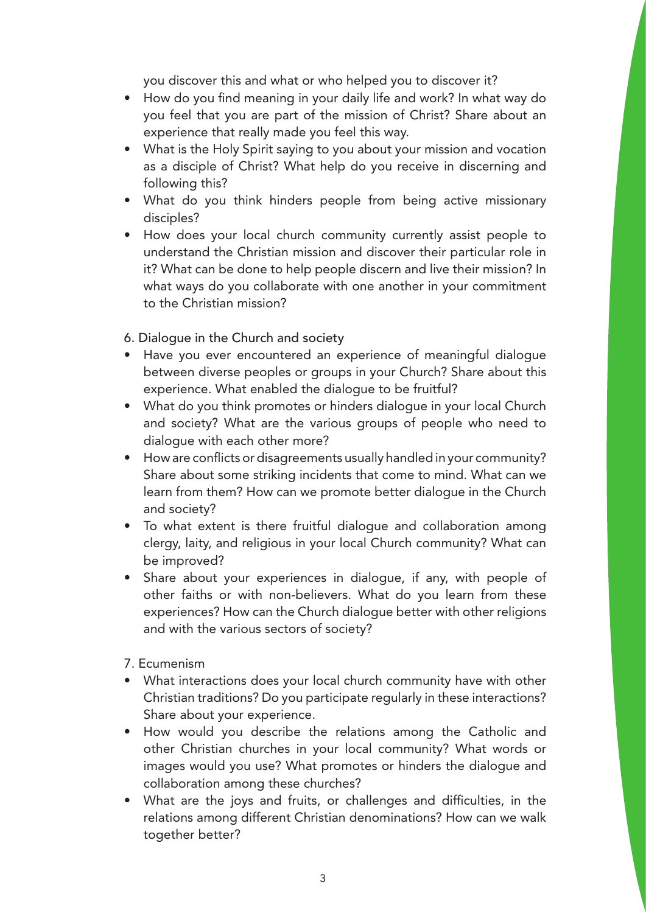you discover this and what or who helped you to discover it?

- How do you find meaning in your daily life and work? In what way do you feel that you are part of the mission of Christ? Share about an experience that really made you feel this way.
- What is the Holy Spirit saying to you about your mission and vocation as a disciple of Christ? What help do you receive in discerning and following this?
- What do you think hinders people from being active missionary disciples?
- How does your local church community currently assist people to understand the Christian mission and discover their particular role in it? What can be done to help people discern and live their mission? In what ways do you collaborate with one another in your commitment to the Christian mission?

6. Dialogue in the Church and society

- Have you ever encountered an experience of meaningful dialogue between diverse peoples or groups in your Church? Share about this experience. What enabled the dialogue to be fruitful?
- What do you think promotes or hinders dialogue in your local Church and society? What are the various groups of people who need to dialogue with each other more?
- How are conflicts or disagreements usually handled in your community? Share about some striking incidents that come to mind. What can we learn from them? How can we promote better dialogue in the Church and society?
- To what extent is there fruitful dialogue and collaboration among clergy, laity, and religious in your local Church community? What can be improved?
- Share about your experiences in dialogue, if any, with people of other faiths or with non-believers. What do you learn from these experiences? How can the Church dialogue better with other religions and with the various sectors of society?

7. Ecumenism

- What interactions does your local church community have with other Christian traditions? Do you participate regularly in these interactions? Share about your experience.
- How would you describe the relations among the Catholic and other Christian churches in your local community? What words or images would you use? What promotes or hinders the dialogue and collaboration among these churches?
- What are the joys and fruits, or challenges and difficulties, in the relations among different Christian denominations? How can we walk together better?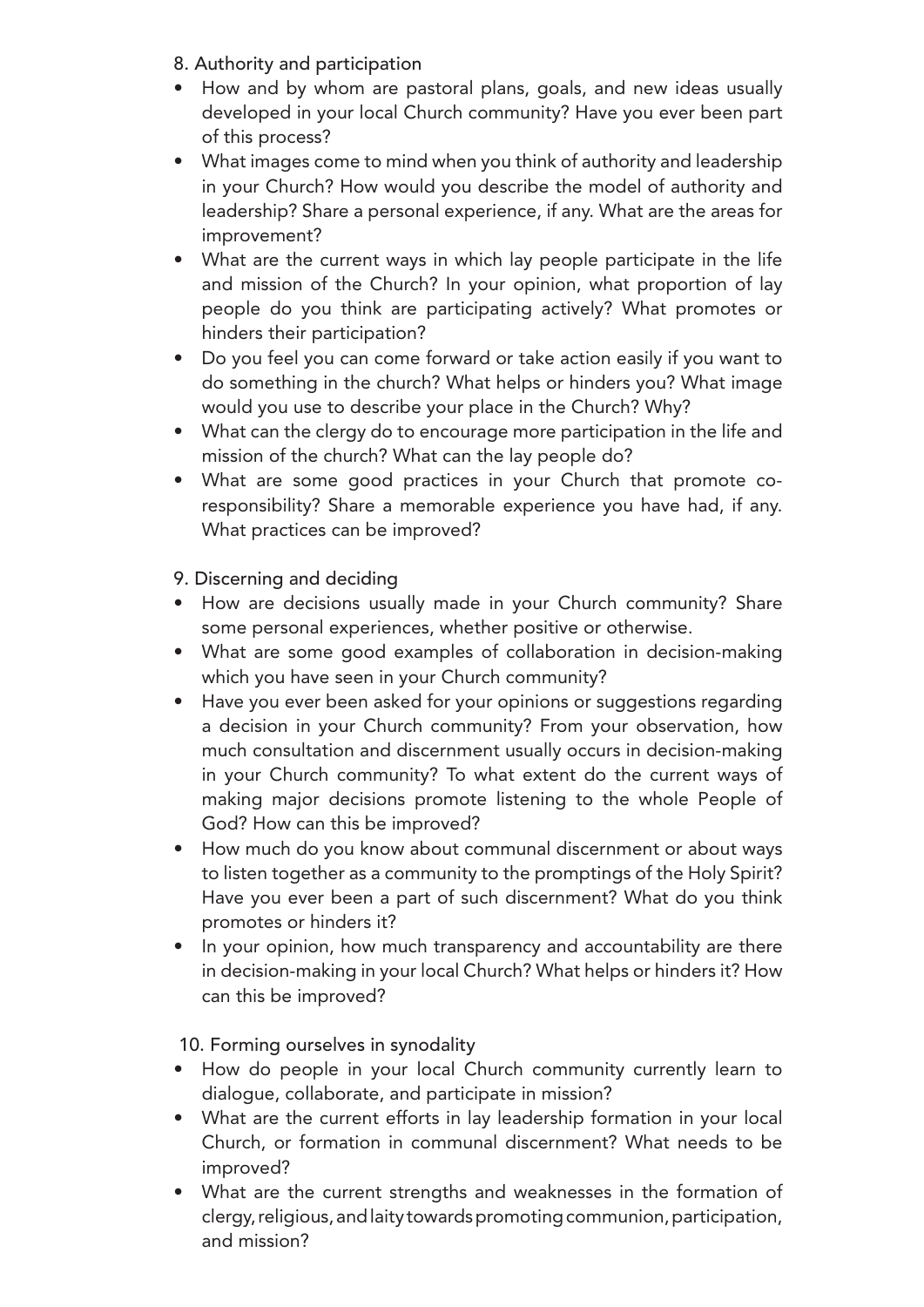8. Authority and participation

- How and by whom are pastoral plans, goals, and new ideas usually developed in your local Church community? Have you ever been part of this process?
- What images come to mind when you think of authority and leadership in your Church? How would you describe the model of authority and leadership? Share a personal experience, if any. What are the areas for improvement?
- What are the current ways in which lay people participate in the life and mission of the Church? In your opinion, what proportion of lay people do you think are participating actively? What promotes or hinders their participation?
- Do you feel you can come forward or take action easily if you want to do something in the church? What helps or hinders you? What image would you use to describe your place in the Church? Why?
- What can the clergy do to encourage more participation in the life and mission of the church? What can the lay people do?
- What are some good practices in your Church that promote co-responsibility? Share a memorable experience you have had, if any. What practices can be improved?

9. Discerning and deciding

- How are decisions usually made in your Church community? Share some personal experiences, whether positive or otherwise.
- What are some good examples of collaboration in decision-making which you have seen in your Church community?
- Have you ever been asked for your opinions or suggestions regarding a decision in your Church community? From your observation, how much consultation and discernment usually occurs in decision-making in your Church community? To what extent do the current ways of making major decisions promote listening to the whole People of God? How can this be improved?
- How much do you know about communal discernment or about ways to listen together as a community to the promptings of the Holy Spirit? Have you ever been a part of such discernment? What do you think promotes or hinders it?
- In your opinion, how much transparency and accountability are there in decision-making in your local Church? What helps or hinders it? How can this be improved?

10. Forming ourselves in synodality

- How do people in your local Church community currently learn to dialogue, collaborate, and participate in mission?
- What are the current efforts in lay leadership formation in your local Church, or formation in communal discernment? What needs to be improved?
- What are the current strengths and weaknesses in the formation of clergy, religious, and laity towards promoting communion, participation, and mission?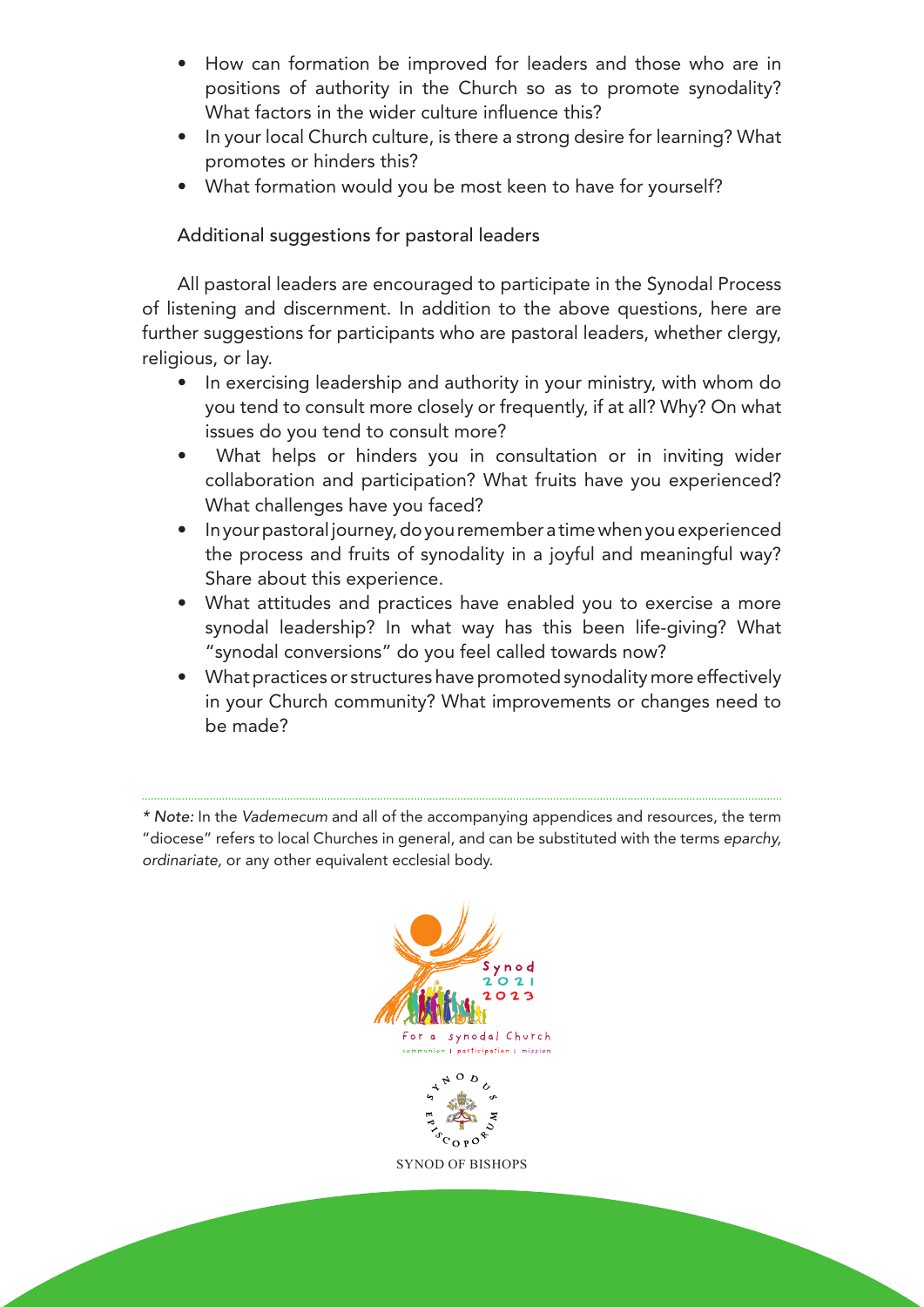- How can formation be improved for leaders and those who are in positions of authority in the Church so as to promote synodality? What factors in the wider culture influence this?
- In your local Church culture, is there a strong desire for learning? What promotes or hinders this?
- What formation would you be most keen to have for yourself?

### Additional suggestions for pastoral leaders

All pastoral leaders are encouraged to participate in the Synodal Process of listening and discernment. In addition to the above questions, here are further suggestions for participants who are pastoral leaders, whether clergy, religious, or lay.

- In exercising leadership and authority in your ministry, with whom do you tend to consult more closely or frequently, if at all? Why? On what issues do you tend to consult more?
- What helps or hinders you in consultation or in inviting wider collaboration and participation? What fruits have you experienced? What challenges have you faced?
- In your pastoral journey, do you remember a time when you experienced the process and fruits of synodality in a joyful and meaningful way? Share about this experience.
- What attitudes and practices have enabled you to exercise a more synodal leadership? In what way has this been life-giving? What "synodal conversions" do you feel called towards now?
- What practices or structures have promoted synodality more effectively in your Church community? What improvements or changes need to be made?

---

*\* Note:* In the *Vademecum* and all of the accompanying appendices and resources, the term "diocese" refers to local Churches in general, and can be substituted with the terms *eparchy, ordinariate,* or any other equivalent ecclesial body.

Synod 2021 2023

For a synodal Church

communion | participation | mission

SYNODUS EPISCOPORUM

SYNOD OF BISHOPS